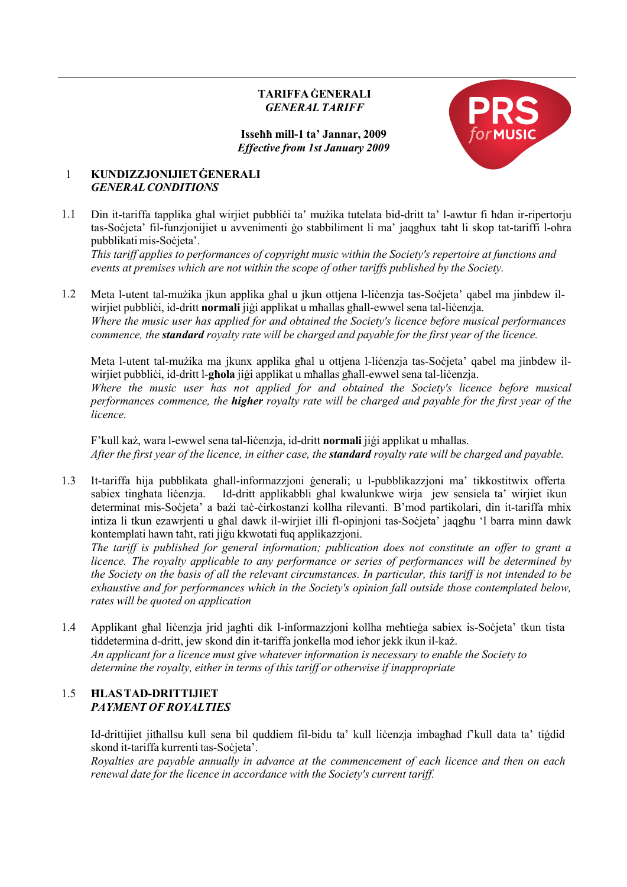**TARIFFA ĠENERALI**
***GENERAL TARIFF***

**Isseħħ mill-1 ta' Jannar, 2009**
***Effective from 1st January 2009***

## 1 KUNDIZZJONIJIET ĠENERALI
## *GENERAL CONDITIONS*

1.1 Din it-tariffa tapplika għal wirjiet pubbliċi ta' mużika tutelata bid-dritt ta' l-awtur fi ħdan ir-ripertorju tas-Soċjeta' fil-funzjonijiet u avvenimenti ġo stabbiliment li ma' jaqgħux taħt li skop tat-tariffi l-oħra pubblikati mis-Soċjeta'.
*This tariff applies to performances of copyright music within the Society's repertoire at functions and events at premises which are not within the scope of other tariffs published by the Society.*

1.2 Meta l-utent tal-mużika jkun applika għal u jkun ottjena l-liċenzja tas-Soċjeta' qabel ma jinbdew il-wirjiet pubbliċi, id-dritt **normali** jiġi applikat u mħallas għall-ewwel sena tal-liċenzja.
*Where the music user has applied for and obtained the Society's licence before musical performances commence, the **standard** royalty rate will be charged and payable for the first year of the licence.*

Meta l-utent tal-mużika ma jkunx applika għal u ottjena l-liċenzja tas-Soċjeta' qabel ma jinbdew il-wirjiet pubbliċi, id-dritt l-**għola** jiġi applikat u mħallas għall-ewwel sena tal-liċenzja.
*Where the music user has not applied for and obtained the Society's licence before musical performances commence, the **higher** royalty rate will be charged and payable for the first year of the licence.*

F'kull każ, wara l-ewwel sena tal-liċenzja, id-dritt **normali** jiġi applikat u mħallas.
*After the first year of the licence, in either case, the **standard** royalty rate will be charged and payable.*

1.3 It-tariffa hija pubblikata għall-informazzjoni ġenerali; u l-pubblikazzjoni ma' tikkostitwix offerta sabiex tingħata liċenzja. Id-dritt applikabbli għal kwalunkwe wirja jew sensiela ta' wirjiet ikun determinat mis-Soċjeta' a bażi taċ-ċirkostanzi kollha rilevanti. B'mod partikolari, din it-tariffa mhix intiza li tkun ezawrjenti u għal dawk il-wirjiet illi fl-opinjoni tas-Soċjeta' jaqgħu 'l barra minn dawk kontemplati hawn taħt, rati jiġu kkwotati fuq applikazzjoni.
*The tariff is published for general information; publication does not constitute an offer to grant a licence. The royalty applicable to any performance or series of performances will be determined by the Society on the basis of all the relevant circumstances. In particular, this tariff is not intended to be exhaustive and for performances which in the Society's opinion fall outside those contemplated below, rates will be quoted on application*

1.4 Applikant għal liċenzja jrid jagħti dik l-informazzjoni kollha meħtieġa sabiex is-Soċjeta' tkun tista tiddetermina d-dritt, jew skond din it-tariffa jonkella mod ieħor jekk ikun il-każ.
*An applicant for a licence must give whatever information is necessary to enable the Society to determine the royalty, either in terms of this tariff or otherwise if inappropriate*

### 1.5 ĦLAS TAD-DRITTIJIET
### *PAYMENT OF ROYALTIES*

Id-drittijiet jitħallsu kull sena bil quddiem fil-bidu ta' kull liċenzja imbagħad f'kull data ta' tiġdid skond it-tariffa kurrenti tas-Soċjeta'.
*Royalties are payable annually in advance at the commencement of each licence and then on each renewal date for the licence in accordance with the Society's current tariff.*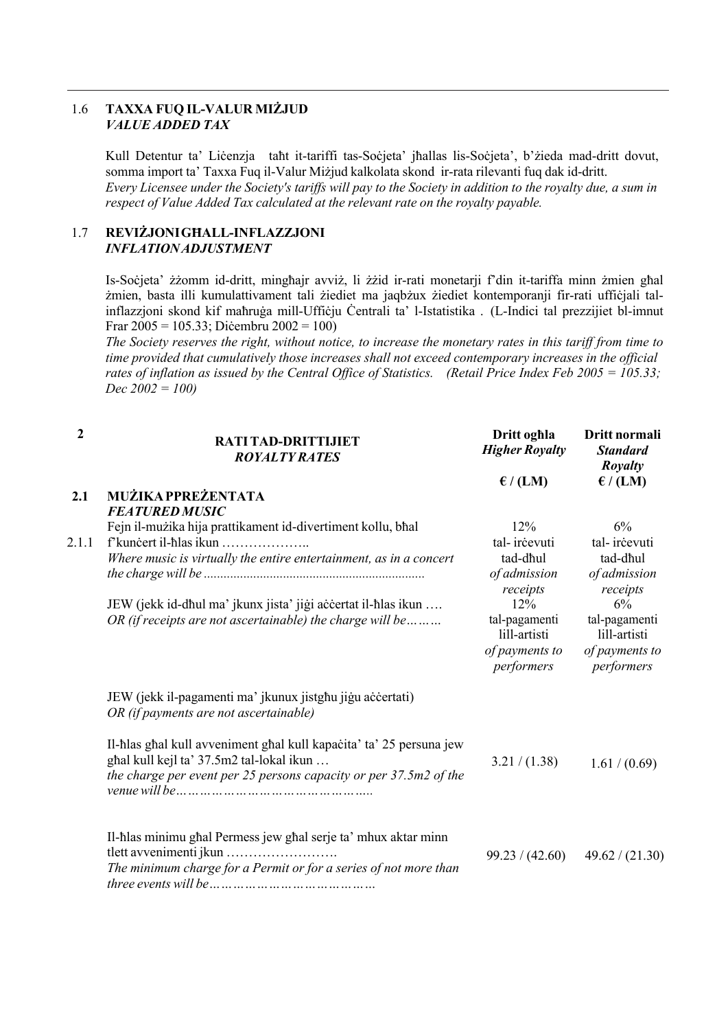### 1.6 TAXXA FUQ IL-VALUR MIŻJUD
### *VALUE ADDED TAX*

Kull Detentur ta' Liċenzja taħt it-tariffi tas-Soċjeta' jħallas lis-Soċjeta', b'żieda mad-dritt dovut, somma import ta' Taxxa Fuq il-Valur Miżjud kalkolata skond ir-rata rilevanti fuq dak id-dritt.
*Every Licensee under the Society's tariffs will pay to the Society in addition to the royalty due, a sum in respect of Value Added Tax calculated at the relevant rate on the royalty payable.*

### 1.7 REVIŻJONI GĦALL-INFLAZZJONI
### *INFLATION ADJUSTMENT*

Is-Soċjeta' żżomm id-dritt, mingħajr avviż, li żżid ir-rati monetarji f'din it-tariffa minn żmien għal żmien, basta illi kumulattivament tali żiediet ma jaqbżux żiediet kontemporanji fir-rati uffiċjali tal-inflazzjoni skond kif maħruġa mill-Uffiċju Ċentrali ta' l-Istatistika . (L-Indici tal prezzijiet bl-imnut Frar 2005 = 105.33; Diċembru 2002 = 100)
*The Society reserves the right, without notice, to increase the monetary rates in this tariff from time to time provided that cumulatively those increases shall not exceed contemporary increases in the official rates of inflation as issued by the Central Office of Statistics. (Retail Price Index Feb 2005 = 105.33; Dec 2002 = 100)*

## 2 RATI TAD-DRITTIJIET / *ROYALTY RATES*

| | | Dritt ogħla *Higher Royalty* € / (LM) | Dritt normali *Standard Royalty* € / (LM) |
|---|---|---|---|
| **2.1** | **MUŻIKA PPREŻENTATA** *FEATURED MUSIC* | | |
| 2.1.1 | Fejn il-mużika hija prattikament id-divertiment kollu, bħal f'kunċert il-ħlas ikun ……………….. *Where music is virtually the entire entertainment, as in a concert the charge will be ..................................................................* | 12% tal- irċevuti tad-dħul *of admission receipts* | 6% tal- irċevuti tad-dħul *of admission receipts* |
| | JEW (jekk id-dħul ma' jkunx jista' jiġi aċċertat il-ħlas ikun …. *OR (if receipts are not ascertainable) the charge will be………* | 12% tal-pagamenti lill-artisti *of payments to performers* | 6% tal-pagamenti lill-artisti *of payments to performers* |
| | JEW (jekk il-pagamenti ma' jkunux jistgħu jiġu aċċertati) *OR (if payments are not ascertainable)* | | |
| | Il-ħlas għal kull avveniment għal kull kapaċita' ta' 25 persuna jew għal kull kejl ta' 37.5m2 tal-lokal ikun … *the charge per event per 25 persons capacity or per 37.5m2 of the venue will be…………………………………………..* | 3.21 / (1.38) | 1.61 / (0.69) |
| | Il-ħlas minimu għal Permess jew għal serje ta' mhux aktar minn tlett avvenimenti jkun ……………………. *The minimum charge for a Permit or for a series of not more than three events will be……………………………………* | 99.23 / (42.60) | 49.62 / (21.30) |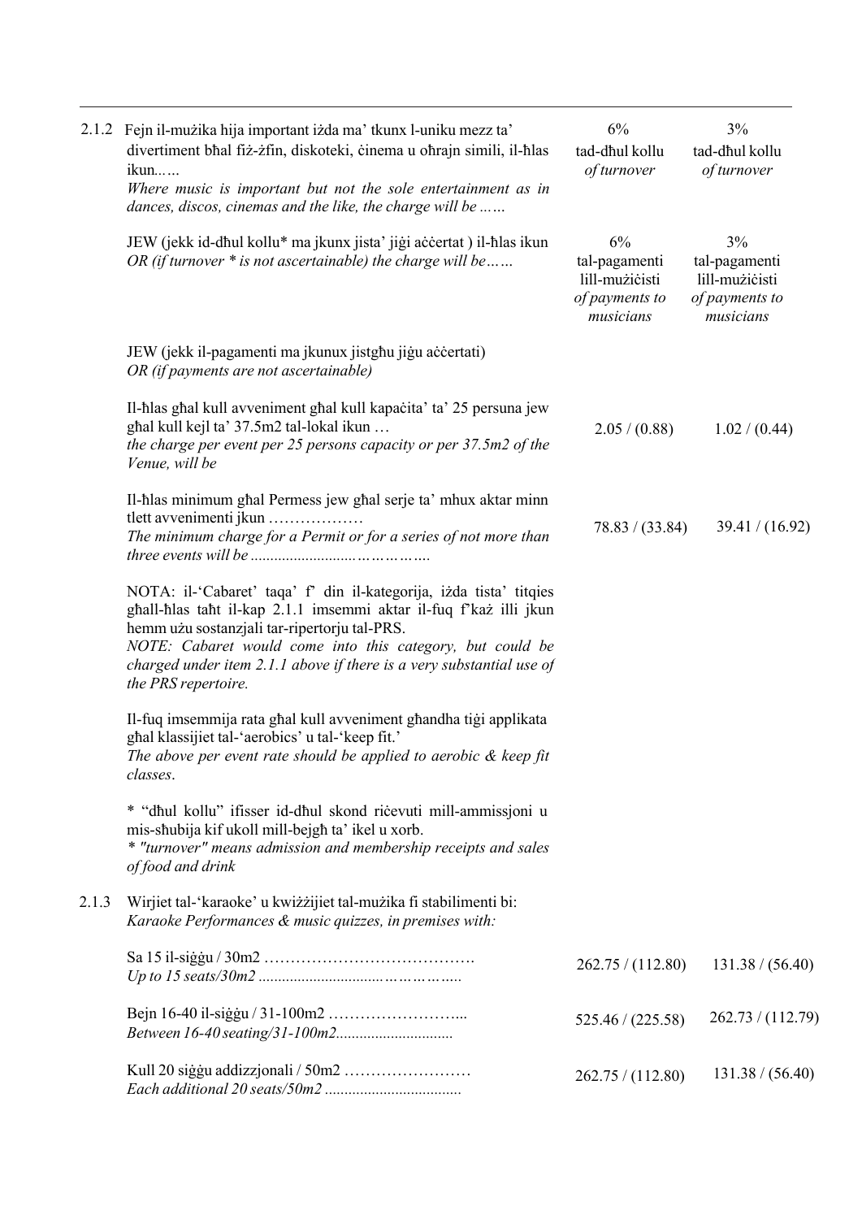| | | | |
|---|---|---|---|
| 2.1.2 | Fejn il-mużika hija important iżda ma' tkunx l-uniku mezz ta' divertiment bħal fiż-żfin, diskoteki, ċinema u oħrajn simili, il-ħlas ikun……<br>*Where music is important but not the sole entertainment as in dances, discos, cinemas and the like, the charge will be ……* | 6%<br>tad-dħul kollu<br>*of turnover* | 3%<br>tad-dħul kollu<br>*of turnover* |
| | JEW (jekk id-dħul kollu* ma jkunx jista' jiġi aċċertat ) il-ħlas ikun<br>*OR (if turnover * is not ascertainable) the charge will be……* | 6%<br>tal-pagamenti lill-mużiċisti<br>*of payments to musicians* | 3%<br>tal-pagamenti lill-mużiċisti<br>*of payments to musicians* |
| | JEW (jekk il-pagamenti ma jkunux jistgħu jiġu aċċertati)<br>*OR (if payments are not ascertainable)* | | |
| | Il-ħlas għal kull avveniment għal kull kapaċita' ta' 25 persuna jew għal kull kejl ta' 37.5m2 tal-lokal ikun …<br>*the charge per event per 25 persons capacity or per 37.5m2 of the Venue, will be* | 2.05 / (0.88) | 1.02 / (0.44) |
| | Il-ħlas minimum għal Permess jew għal serje ta' mhux aktar minn tlett avvenimenti jkun ………………<br>*The minimum charge for a Permit or for a series of not more than three events will be ………………………………….* | 78.83 / (33.84) | 39.41 / (16.92) |
| | NOTA: il-'Cabaret' taqa' f' din il-kategorija, iżda tista' titqies għall-ħlas taħt il-kap 2.1.1 imsemmi aktar il-fuq f'każ illi jkun hemm użu sostanzjali tar-ripertorju tal-PRS.<br>*NOTE: Cabaret would come into this category, but could be charged under item 2.1.1 above if there is a very substantial use of the PRS repertoire.* | | |
| | Il-fuq imsemmija rata għal kull avveniment għandha tiġi applikata għal klassijiet tal-'aerobics' u tal-'keep fit.'<br>*The above per event rate should be applied to aerobic & keep fit classes.* | | |
| | * "dħul kollu" ifisser id-dħul skond riċevuti mill-ammissjoni u mis-sħubija kif ukoll mill-bejgħ ta' ikel u xorb.<br>*\* "turnover" means admission and membership receipts and sales of food and drink* | | |
| 2.1.3 | Wirjiet tal-'karaoke' u kwiżżijiet tal-mużika fi stabilimenti bi:<br>*Karaoke Performances & music quizzes, in premises with:* | | |
| | Sa 15 il-siġġu / 30m2 ………………………………….<br>*Up to 15 seats/30m2 ………………………………….* | 262.75 / (112.80) | 131.38 / (56.40) |
| | Bejn 16-40 il-siġġu / 31-100m2 ……………………...<br>*Between 16-40 seating/31-100m2……………………* | 525.46 / (225.58) | 262.73 / (112.79) |
| | Kull 20 siġġu addizzjonali / 50m2 ……………………<br>*Each additional 20 seats/50m2 ……………………* | 262.75 / (112.80) | 131.38 / (56.40) |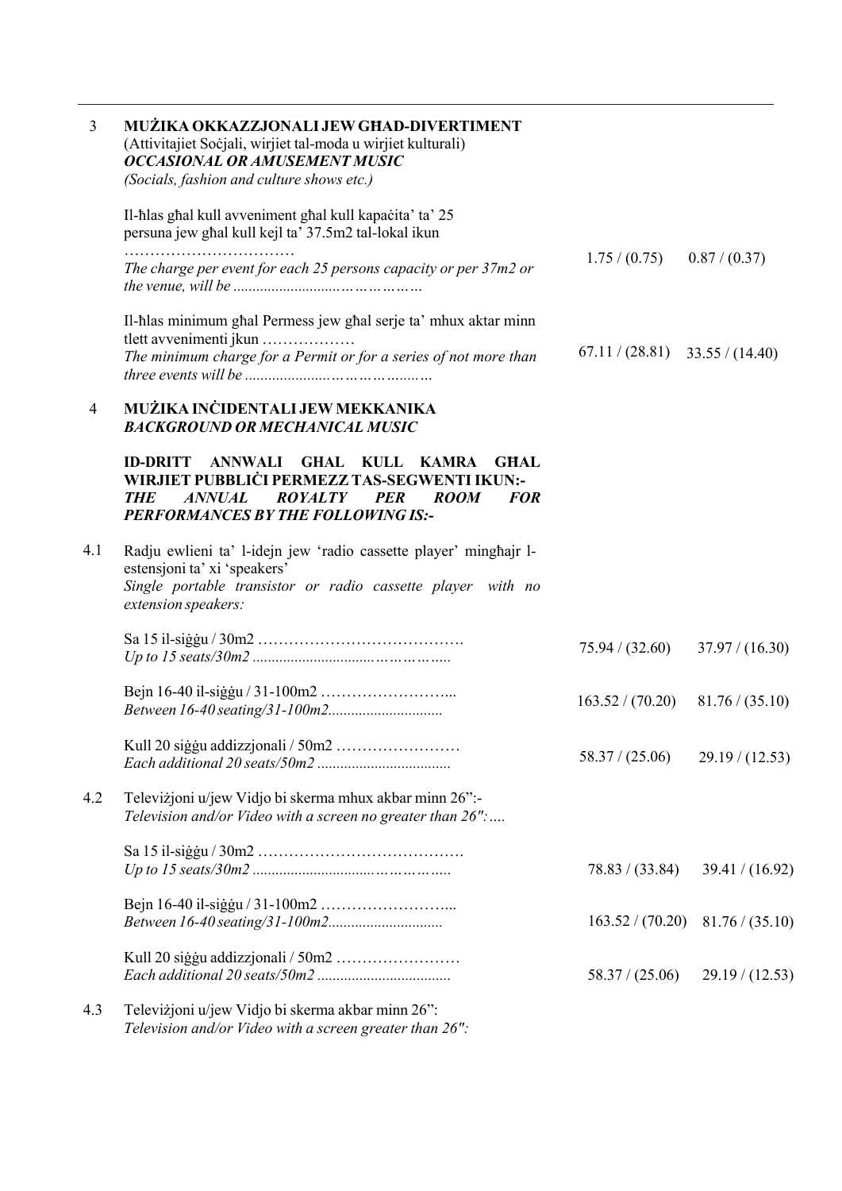| | | | |
|---|---|---|---|
| 3 | **MUŻIKA OKKAZZJONALI JEW GĦAD-DIVERTIMENT**<br>(Attivitajiet Soċjali, wirjiet tal-moda u wirjiet kulturali)<br>***OCCASIONAL OR AMUSEMENT MUSIC***<br>*(Socials, fashion and culture shows etc.)* | | |
| | Il-ħlas għal kull avveniment għal kull kapaċita' ta' 25 persuna jew għal kull kejl ta' 37.5m2 tal-lokal ikun ……………………………<br>*The charge per event for each 25 persons capacity or per 37m2 or the venue, will be ……………………………………* | 1.75 / (0.75) | 0.87 / (0.37) |
| | Il-ħlas minimum għal Permess jew għal serje ta' mhux aktar minn tlett avvenimenti jkun ………………<br>*The minimum charge for a Permit or for a series of not more than three events will be ……………………………………* | 67.11 / (28.81) | 33.55 / (14.40) |
| 4 | **MUŻIKA INĊIDENTALI JEW MEKKANIKA**<br>***BACKGROUND OR MECHANICAL MUSIC*** | | |
| | **ID-DRITT ANNWALI GĦAL KULL KAMRA GĦAL WIRJIET PUBBLIĊI PERMEZZ TAS-SEGWENTI IKUN:-**<br>***THE ANNUAL ROYALTY PER ROOM FOR PERFORMANCES BY THE FOLLOWING IS:-*** | | |
| 4.1 | Radju ewlieni ta' l-idejn jew 'radio cassette player' mingħajr l-estensjoni ta' xi 'speakers'<br>*Single portable transistor or radio cassette player with no extension speakers:* | | |
| | Sa 15 il-siġġu / 30m2 ………………………………….<br>*Up to 15 seats/30m2 ……………………………………* | 75.94 / (32.60) | 37.97 / (16.30) |
| | Bejn 16-40 il-siġġu / 31-100m2 ……………………...<br>*Between 16-40 seating/31-100m2……………………* | 163.52 / (70.20) | 81.76 / (35.10) |
| | Kull 20 siġġu addizzjonali / 50m2 ……………………<br>*Each additional 20 seats/50m2 ……………………* | 58.37 / (25.06) | 29.19 / (12.53) |
| 4.2 | Televiżjoni u/jew Vidjo bi skerma mhux akbar minn 26":-<br>*Television and/or Video with a screen no greater than 26":….* | | |
| | Sa 15 il-siġġu / 30m2 ………………………………….<br>*Up to 15 seats/30m2 ……………………………………* | 78.83 / (33.84) | 39.41 / (16.92) |
| | Bejn 16-40 il-siġġu / 31-100m2 ……………………...<br>*Between 16-40 seating/31-100m2……………………* | 163.52 / (70.20) | 81.76 / (35.10) |
| | Kull 20 siġġu addizzjonali / 50m2 ……………………<br>*Each additional 20 seats/50m2 ……………………* | 58.37 / (25.06) | 29.19 / (12.53) |
| 4.3 | Televiżjoni u/jew Vidjo bi skerma akbar minn 26":<br>*Television and/or Video with a screen greater than 26":* | | |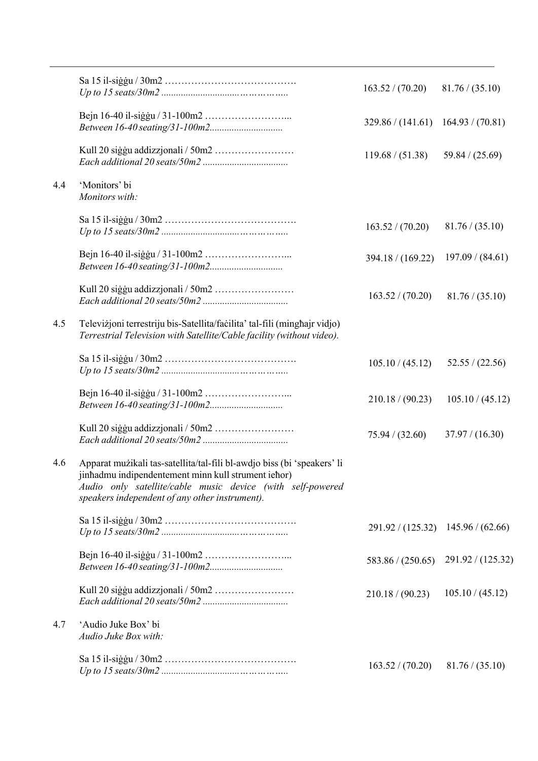| | | | |
|---|---|---|---|
| | Sa 15 il-siġġu / 30m2 ………………………………….<br>*Up to 15 seats/30m2 ................................……………..* | 163.52 / (70.20) | 81.76 / (35.10) |
| | Bejn 16-40 il-siġġu / 31-100m2 ……………………...<br>*Between 16-40 seating/31-100m2..............................* | 329.86 / (141.61) | 164.93 / (70.81) |
| | Kull 20 siġġu addizzjonali / 50m2 ……………………<br>*Each additional 20 seats/50m2 ...................................* | 119.68 / (51.38) | 59.84 / (25.69) |
| 4.4 | 'Monitors' bi<br>*Monitors with:* | | |
| | Sa 15 il-siġġu / 30m2 ………………………………….<br>*Up to 15 seats/30m2 ................................……………..* | 163.52 / (70.20) | 81.76 / (35.10) |
| | Bejn 16-40 il-siġġu / 31-100m2 ……………………...<br>*Between 16-40 seating/31-100m2..............................* | 394.18 / (169.22) | 197.09 / (84.61) |
| | Kull 20 siġġu addizzjonali / 50m2 ……………………<br>*Each additional 20 seats/50m2 ...................................* | 163.52 / (70.20) | 81.76 / (35.10) |
| 4.5 | Televiżjoni terrestriju bis-Satellita/faċilita' tal-fili (mingħajr vidjo)<br>*Terrestrial Television with Satellite/Cable facility (without video).* | | |
| | Sa 15 il-siġġu / 30m2 ………………………………….<br>*Up to 15 seats/30m2 ................................……………..* | 105.10 / (45.12) | 52.55 / (22.56) |
| | Bejn 16-40 il-siġġu / 31-100m2 ……………………...<br>*Between 16-40 seating/31-100m2..............................* | 210.18 / (90.23) | 105.10 / (45.12) |
| | Kull 20 siġġu addizzjonali / 50m2 ……………………<br>*Each additional 20 seats/50m2 ...................................* | 75.94 / (32.60) | 37.97 / (16.30) |
| 4.6 | Apparat mużikali tas-satellita/tal-fili bl-awdjo biss (bi 'speakers' li jinħadmu indipendentement minn kull strument ieħor)<br>*Audio only satellite/cable music device (with self-powered speakers independent of any other instrument).* | | |
| | Sa 15 il-siġġu / 30m2 ………………………………….<br>*Up to 15 seats/30m2 ................................……………..* | 291.92 / (125.32) | 145.96 / (62.66) |
| | Bejn 16-40 il-siġġu / 31-100m2 ……………………...<br>*Between 16-40 seating/31-100m2..............................* | 583.86 / (250.65) | 291.92 / (125.32) |
| | Kull 20 siġġu addizzjonali / 50m2 ……………………<br>*Each additional 20 seats/50m2 ...................................* | 210.18 / (90.23) | 105.10 / (45.12) |
| 4.7 | 'Audio Juke Box' bi<br>*Audio Juke Box with:* | | |
| | Sa 15 il-siġġu / 30m2 ………………………………….<br>*Up to 15 seats/30m2 ................................……………..* | 163.52 / (70.20) | 81.76 / (35.10) |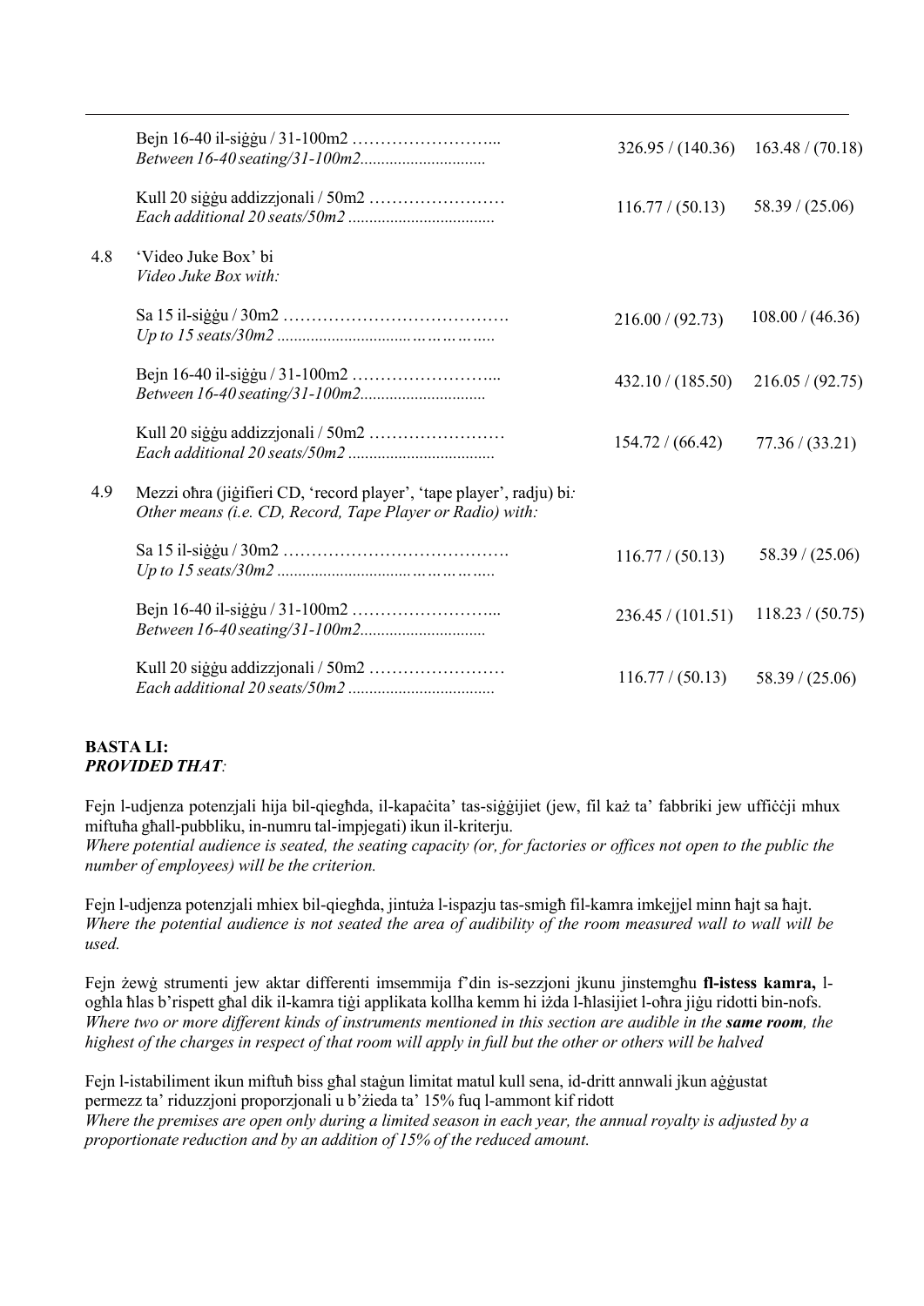| | | | |
|---|---|---|---|
| | Bejn 16-40 il-siġġu / 31-100m2 ……………………...<br>*Between 16-40 seating/31-100m2..............................* | 326.95 / (140.36) | 163.48 / (70.18) |
| | Kull 20 siġġu addizzjonali / 50m2 ……………………<br>*Each additional 20 seats/50m2 ...................................* | 116.77 / (50.13) | 58.39 / (25.06) |
| 4.8 | 'Video Juke Box' bi<br>*Video Juke Box with:* | | |
| | Sa 15 il-siġġu / 30m2 ………………………………….<br>*Up to 15 seats/30m2 ................................……………..* | 216.00 / (92.73) | 108.00 / (46.36) |
| | Bejn 16-40 il-siġġu / 31-100m2 ……………………...<br>*Between 16-40 seating/31-100m2..............................* | 432.10 / (185.50) | 216.05 / (92.75) |
| | Kull 20 siġġu addizzjonali / 50m2 ……………………<br>*Each additional 20 seats/50m2 ...................................* | 154.72 / (66.42) | 77.36 / (33.21) |
| 4.9 | Mezzi oħra (jiġifieri CD, 'record player', 'tape player', radju) bi*:*<br>*Other means (i.e. CD, Record, Tape Player or Radio) with:* | | |
| | Sa 15 il-siġġu / 30m2 ………………………………….<br>*Up to 15 seats/30m2 ................................……………..* | 116.77 / (50.13) | 58.39 / (25.06) |
| | Bejn 16-40 il-siġġu / 31-100m2 ……………………...<br>*Between 16-40 seating/31-100m2..............................* | 236.45 / (101.51) | 118.23 / (50.75) |
| | Kull 20 siġġu addizzjonali / 50m2 ……………………<br>*Each additional 20 seats/50m2 ...................................* | 116.77 / (50.13) | 58.39 / (25.06) |

**BASTA LI:**
***PROVIDED THAT**:*

Fejn l-udjenza potenzjali hija bil-qiegħda, il-kapaċita' tas-siġġijiet (jew, fil każ ta' fabbriki jew uffiċċji mhux miftuħa għall-pubbliku, in-numru tal-impjegati) ikun il-kriterju.
*Where potential audience is seated, the seating capacity (or, for factories or offices not open to the public the number of employees) will be the criterion.*

Fejn l-udjenza potenzjali mhiex bil-qiegħda, jintuża l-ispazju tas-smigħ fil-kamra imkejjel minn ħajt sa ħajt.
*Where the potential audience is not seated the area of audibility of the room measured wall to wall will be used.*

Fejn żewġ strumenti jew aktar differenti imsemmija f'din is-sezzjoni jkunu jinstemgħu **fl-istess kamra,** l-ogħla ħlas b'rispett għal dik il-kamra tiġi applikata kollha kemm hi iżda l-ħlasijiet l-oħra jiġu ridotti bin-nofs.
*Where two or more different kinds of instruments mentioned in this section are audible in the **same room**, the highest of the charges in respect of that room will apply in full but the other or others will be halved*

Fejn l-istabiliment ikun miftuħ biss għal staġun limitat matul kull sena, id-dritt annwali jkun aġġustat permezz ta' riduzzjoni proporzjonali u b'żieda ta' 15% fuq l-ammont kif ridott
*Where the premises are open only during a limited season in each year, the annual royalty is adjusted by a proportionate reduction and by an addition of 15% of the reduced amount.*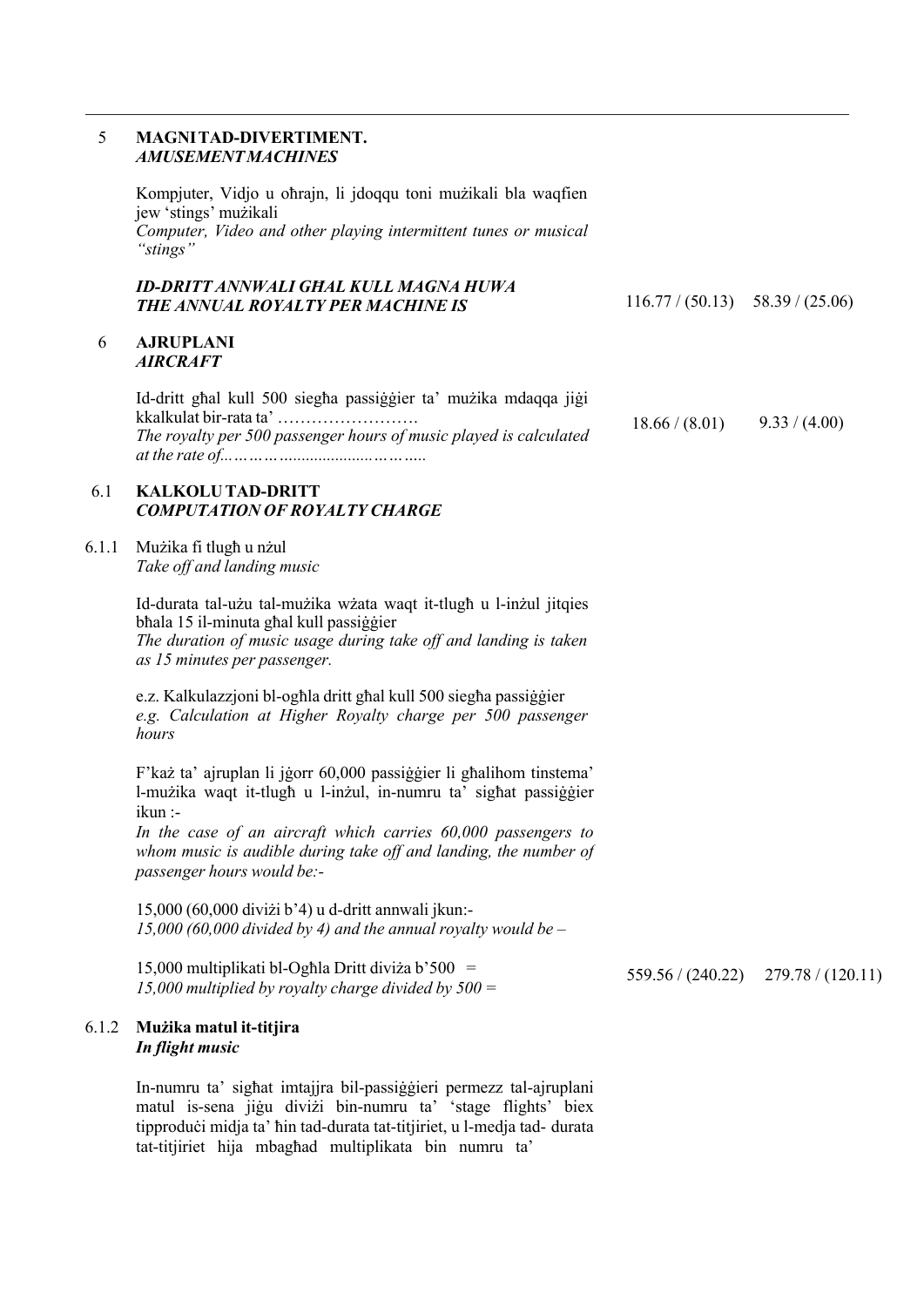## 5 MAGNI TAD-DIVERTIMENT.
***AMUSEMENT MACHINES***

Kompjuter, Vidjo u oħrajn, li jdoqqu toni mużikali bla waqfien jew 'stings' mużikali
*Computer, Video and other playing intermittent tunes or musical "stings"*

| | | |
|---|---|---|
| ***ID-DRITT ANNWALI GĦAL KULL MAGNA HUWA*** ***THE ANNUAL ROYALTY PER MACHINE IS*** | 116.77 / (50.13) | 58.39 / (25.06) |

## 6 AJRUPLANI
***AIRCRAFT***

| | | |
|---|---|---|
| Id-dritt għal kull 500 siegħa passiġġier ta' mużika mdaqqa jiġi kkalkulat bir-rata ta' ……………………. *The royalty per 500 passenger hours of music played is calculated at the rate of...……………..........………..* | 18.66 / (8.01) | 9.33 / (4.00) |

### 6.1 KALKOLU TAD-DRITT
***COMPUTATION OF ROYALTY CHARGE***

#### 6.1.1 Mużika fi tlugħ u nżul
*Take off and landing music*

Id-durata tal-użu tal-mużika wżata waqt it-tlugħ u l-inżul jitqies bħala 15 il-minuta għal kull passiġġier
*The duration of music usage during take off and landing is taken as 15 minutes per passenger.*

e.z. Kalkulazzjoni bl-ogħla dritt għal kull 500 siegħa passiġġier
*e.g. Calculation at Higher Royalty charge per 500 passenger hours*

F'każ ta' ajruplan li jġorr 60,000 passiġġier li għalihom tinstema' l-mużika waqt it-tlugħ u l-inżul, in-numru ta' sigħat passiġġier ikun :-
*In the case of an aircraft which carries 60,000 passengers to whom music is audible during take off and landing, the number of passenger hours would be:-*

15,000 (60,000 diviżi b'4) u d-dritt annwali jkun:-
*15,000 (60,000 divided by 4) and the annual royalty would be –*

| | | |
|---|---|---|
| 15,000 multiplikati bl-Ogħla Dritt diviża b'500 = *15,000 multiplied by royalty charge divided by 500 =* | 559.56 / (240.22) | 279.78 / (120.11) |

#### 6.1.2 Mużika matul it-titjira
***In flight music***

In-numru ta' sigħat imtajjra bil-passiġġieri permezz tal-ajruplani matul is-sena jiġu diviżi bin-numru ta' 'stage flights' biex tipproduċi midja ta' ħin tad-durata tat-titjiriet, u l-medja tad- durata tat-titjiriet hija mbagħad multiplikata bin numru ta'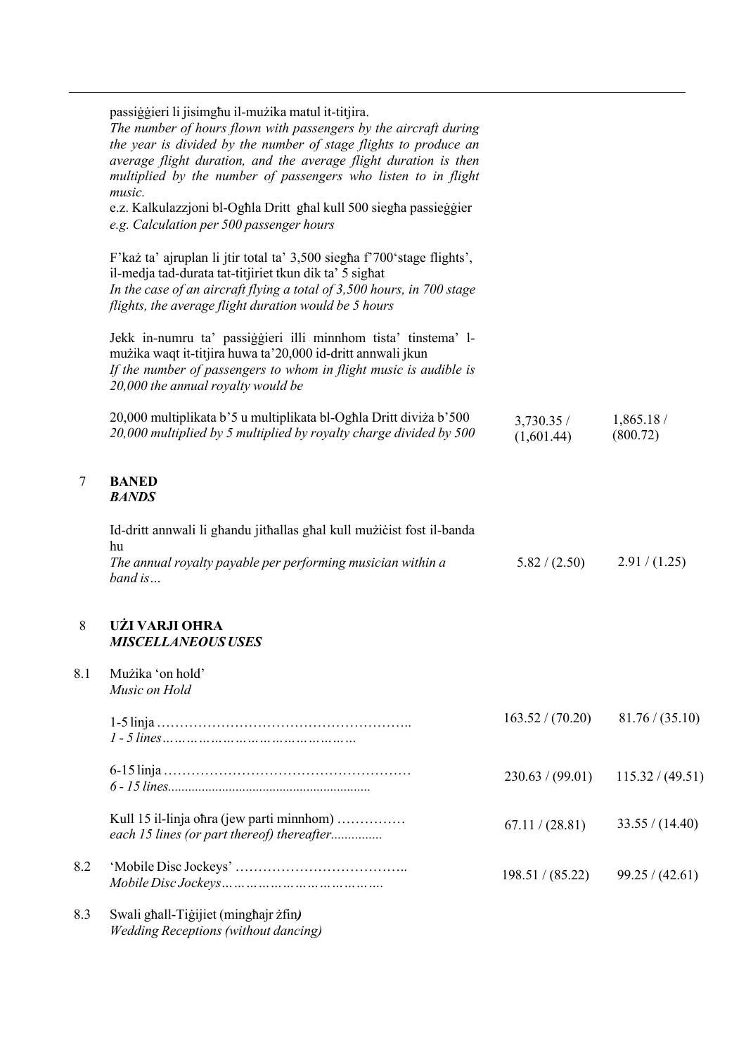passiġġieri li jisimgħu il-mużika matul it-titjira.
*The number of hours flown with passengers by the aircraft during the year is divided by the number of stage flights to produce an average flight duration, and the average flight duration is then multiplied by the number of passengers who listen to in flight music.*
e.z. Kalkulazzjoni bl-Ogħla Dritt għal kull 500 siegħa passieġġier
*e.g. Calculation per 500 passenger hours*

F'każ ta' ajruplan li jtir total ta' 3,500 siegħa f'700'stage flights', il-medja tad-durata tat-titjiriet tkun dik ta' 5 sigħat
*In the case of an aircraft flying a total of 3,500 hours, in 700 stage flights, the average flight duration would be 5 hours*

Jekk in-numru ta' passiġġieri illi minnhom tista' tinstema' l-mużika waqt it-titjira huwa ta'20,000 id-dritt annwali jkun
*If the number of passengers to whom in flight music is audible is 20,000 the annual royalty would be*

| | | |
|---|---|---|
| 20,000 multiplikata b'5 u multiplikata bl-Ogħla Dritt diviża b'500 *20,000 multiplied by 5 multiplied by royalty charge divided by 500* | 3,730.35 / (1,601.44) | 1,865.18 / (800.72) |

## 7 BANED
### *BANDS*

| | | |
|---|---|---|
| Id-dritt annwali li għandu jitħallas għal kull mużiċist fost il-banda hu *The annual royalty payable per performing musician within a band is…* | 5.82 / (2.50) | 2.91 / (1.25) |

## 8 UŻI VARJI OĦRA
### *MISCELLANEOUS USES*

8.1 Mużika 'on hold'
*Music on Hold*

| | | |
|---|---|---|
| 1-5 linja ……………………………………………….. *1 - 5 lines………………………………………* | 163.52 / (70.20) | 81.76 / (35.10) |
| 6-15 linja ……………………………………………… *6 - 15 lines..........................................................* | 230.63 / (99.01) | 115.32 / (49.51) |
| Kull 15 il-linja oħra (jew parti minnhom) …………… *each 15 lines (or part thereof) thereafter...............* | 67.11 / (28.81) | 33.55 / (14.40) |

| | | |
|---|---|---|
| 8.2 'Mobile Disc Jockeys' ……………………………….. *Mobile Disc Jockeys……………………………….* | 198.51 / (85.22) | 99.25 / (42.61) |

8.3 Swali għall-Tiġijiet (mingħajr żfin*)*
*Wedding Receptions (without dancing)*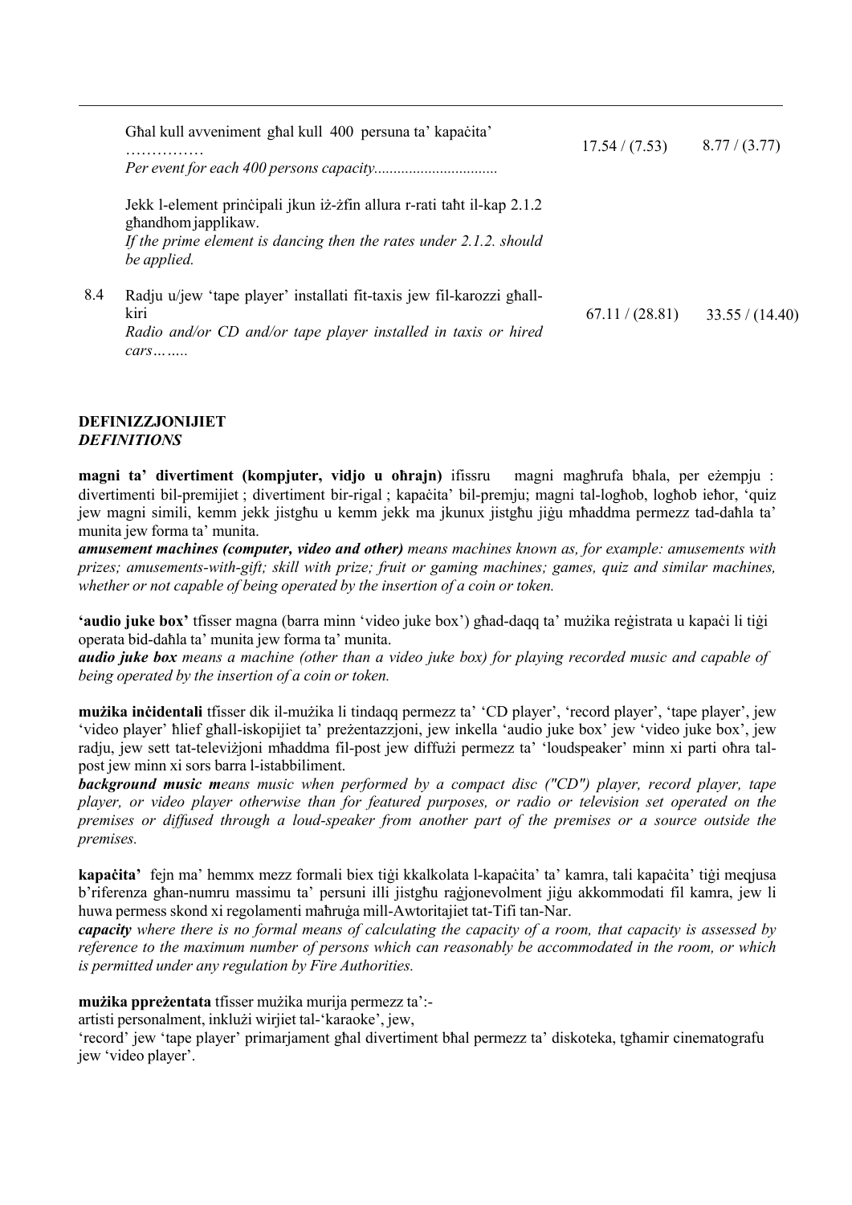| | | | |
|---|---|---|---|
| | Għal kull avveniment għal kull 400 persuna ta' kapaċita' …………… *Per event for each 400 persons capacity................................* | 17.54 / (7.53) | 8.77 / (3.77) |
| | Jekk l-element prinċipali jkun iż-żfin allura r-rati taħt il-kap 2.1.2 għandhom japplikaw. *If the prime element is dancing then the rates under 2.1.2. should be applied.* | | |
| 8.4 | Radju u/jew 'tape player' installati fit-taxis jew fil-karozzi għall-kiri *Radio and/or CD and/or tape player installed in taxis or hired cars……..* | 67.11 / (28.81) | 33.55 / (14.40) |

**DEFINIZZJONIJIET**
***DEFINITIONS***

**magni ta' divertiment (kompjuter, vidjo u oħrajn)** ifissru magni magħrufa bħala, per eżempju : divertimenti bil-premijiet ; divertiment bir-rigal ; kapaċita' bil-premju; magni tal-logħob, logħob ieħor, 'quiz jew magni simili, kemm jekk jistgħu u kemm jekk ma jkunux jistgħu jiġu mħaddma permezz tad-daħla ta' munita jew forma ta' munita.
***amusement machines (computer, video and other)*** *means machines known as, for example: amusements with prizes; amusements-with-gift; skill with prize; fruit or gaming machines; games, quiz and similar machines, whether or not capable of being operated by the insertion of a coin or token.*

**'audio juke box'** tfisser magna (barra minn 'video juke box') għad-daqq ta' mużika reġistrata u kapaċi li tiġi operata bid-daħla ta' munita jew forma ta' munita.
***audio juke box*** *means a machine (other than a video juke box) for playing recorded music and capable of being operated by the insertion of a coin or token.*

**mużika inċidentali** tfisser dik il-mużika li tindaqq permezz ta' 'CD player', 'record player', 'tape player', jew 'video player' ħlief għall-iskopijiet ta' preżentazzjoni, jew inkella 'audio juke box' jew 'video juke box', jew radju, jew sett tat-televiżjoni mħaddma fil-post jew diffużi permezz ta' 'loudspeaker' minn xi parti oħra tal-post jew minn xi sors barra l-istabbiliment.
***background music m****eans music when performed by a compact disc ("CD") player, record player, tape player, or video player otherwise than for featured purposes, or radio or television set operated on the premises or diffused through a loud-speaker from another part of the premises or a source outside the premises.*

**kapaċita'** fejn ma' hemmx mezz formali biex tiġi kkalkolata l-kapaċita' ta' kamra, tali kapaċita' tiġi meqjusa b'riferenza għan-numru massimu ta' persuni illi jistgħu raġjonevolment jiġu akkommodati fil kamra, jew li huwa permess skond xi regolamenti maħruġa mill-Awtoritajiet tat-Tifi tan-Nar.
***capacity*** *where there is no formal means of calculating the capacity of a room, that capacity is assessed by reference to the maximum number of persons which can reasonably be accommodated in the room, or which is permitted under any regulation by Fire Authorities.*

**mużika ppreżentata** tfisser mużika murija permezz ta':-
artisti personalment, inklużi wirjiet tal-'karaoke', jew,
'record' jew 'tape player' primarjament għal divertiment bħal permezz ta' diskoteka, tgħamir cinematografu jew 'video player'.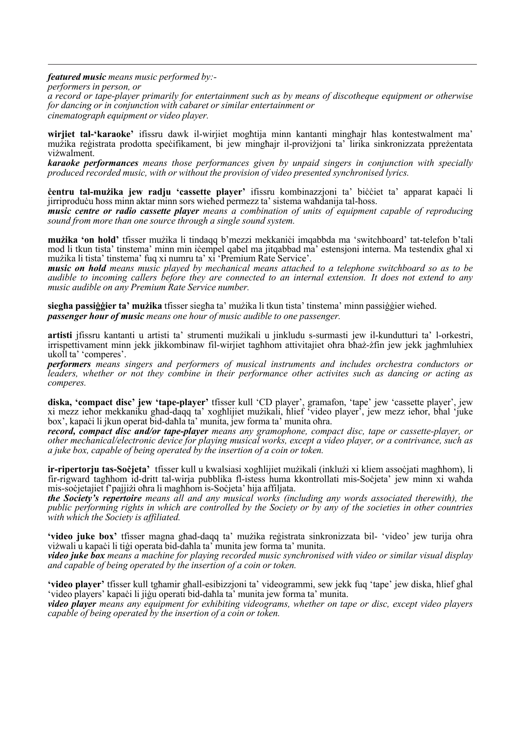***featured music*** *means music performed by:-*
*performers in person, or*
*a record or tape-player primarily for entertainment such as by means of discotheque equipment or otherwise for dancing or in conjunction with cabaret or similar entertainment or*
*cinematograph equipment or video player.*

**wirjiet tal-'karaoke'** ifissru dawk il-wirjiet mogħtija minn kantanti mingħajr ħlas kontestwalment ma' mużika reġistrata prodotta speċifikament, bi jew mingħajr il-proviżjoni ta' lirika sinkronizzata ppreżentata viżwalment.
***karaoke performances*** *means those performances given by unpaid singers in conjunction with specially produced recorded music, with or without the provision of video presented synchronised lyrics.*

**ċentru tal-mużika jew radju 'cassette player'** ifissru kombinazzjoni ta' biċċiet ta' apparat kapaċi li jirriproduċu ħoss minn aktar minn sors wieħed permezz ta' sistema waħdanija tal-ħoss.
***music centre or radio cassette player*** *means a combination of units of equipment capable of reproducing sound from more than one source through a single sound system.*

**mużika 'on hold'** tfisser mużika li tindaqq b'mezzi mekkaniċi imqabbda ma 'switchboard' tat-telefon b'tali mod li tkun tista' tinstema' minn min iċempel qabel ma jitqabbad ma' estensjoni interna. Ma testendix għal xi mużika li tista' tinstema' fuq xi numru ta' xi 'Premium Rate Service'.
***music on hold*** *means music played by mechanical means attached to a telephone switchboard so as to be audible to incoming callers before they are connected to an internal extension. It does not extend to any music audible on any Premium Rate Service number.*

**siegħa passiġġier ta' mużika** tfisser siegħa ta' mużika li tkun tista' tinstema' minn passiġġier wieħed.
***passenger hour of music*** *means one hour of music audible to one passenger.*

**artisti** jfissru kantanti u artisti ta' strumenti mużikali u jinkludu s-surmasti jew il-kundutturi ta' l-orkestri, irrispettivament minn jekk jikkombinaw fil-wirjiet tagħhom attivitajiet oħra bħaż-żfin jew jekk jagħmluhiex ukoll ta' 'comperes'.
***performers*** *means singers and performers of musical instruments and includes orchestra conductors or leaders, whether or not they combine in their performance other activites such as dancing or acting as comperes.*

**diska, 'compact disc' jew 'tape-player'** tfisser kull 'CD player', gramafon, 'tape' jew 'cassette player', jew xi mezz ieħor mekkaniku għad-daqq ta' xogħlijiet mużikali, ħlief 'video player', jew mezz ieħor, bħal 'juke box', kapaċi li jkun operat bid-daħla ta' munita, jew forma ta' munita oħra.
***record, compact disc and/or tape-player*** *means any gramophone, compact disc, tape or cassette-player, or other mechanical/electronic device for playing musical works, except a video player, or a contrivance, such as a juke box, capable of being operated by the insertion of a coin or token.*

**ir-ripertorju tas-Soċjeta'** tfisser kull u kwalsiasi xogħlijiet mużikali (inklużi xi kliem assoċjati magħhom), li fir-rigward tagħhom id-dritt tal-wirja pubblika fl-istess huma kkontrollati mis-Soċjeta' jew minn xi waħda mis-soċjetajiet f'pajjiżi oħra li magħhom is-Soċjeta' hija affiljata.
***the Society's repertoire*** *means all and any musical works (including any words associated therewith), the public performing rights in which are controlled by the Society or by any of the societies in other countries with which the Society is affiliated.*

**'video juke box'** tfisser magna għad-daqq ta' mużika reġistrata sinkronizzata bil- 'video' jew turija oħra viżwali u kapaċi li tiġi operata bid-daħla ta' munita jew forma ta' munita.
***video juke box*** *means a machine for playing recorded music synchronised with video or similar visual display and capable of being operated by the insertion of a coin or token.*

**'video player'** tfisser kull tgħamir għall-esibizzjoni ta' videogrammi, sew jekk fuq 'tape' jew diska, ħlief għal 'video players' kapaċi li jiġu operati bid-daħla ta' munita jew forma ta' munita.
***video player*** *means any equipment for exhibiting videograms, whether on tape or disc, except video players capable of being operated by the insertion of a coin or token.*